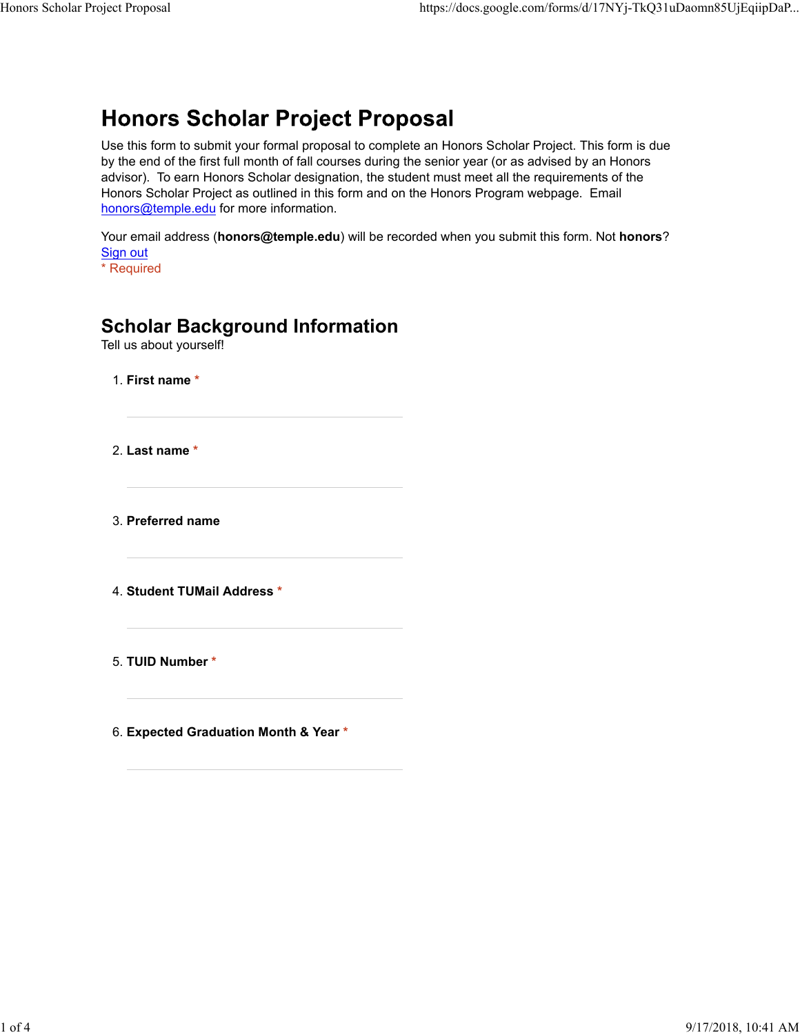# Honors Scholar Project Proposal

Use this form to submit your formal proposal to complete an Honors Scholar Project. This form is due by the end of the first full month of fall courses during the senior year (or as advised by an Honors advisor). To earn Honors Scholar designation, the student must meet all the requirements of the Honors Scholar Project as outlined in this form and on the Honors Program webpage. Email honors@temple.edu for more information.

Your email address (**honors@temple.edu**) will be recorded when you submit this form. Not **honors**? Sign out

* Required

## Scholar Background Information

Tell us about yourself!

1. **First name** *

2. **Last name** *

3. **Preferred name**

4. **Student TUMail Address** *

5. **TUID Number** *

6. **Expected Graduation Month & Year** *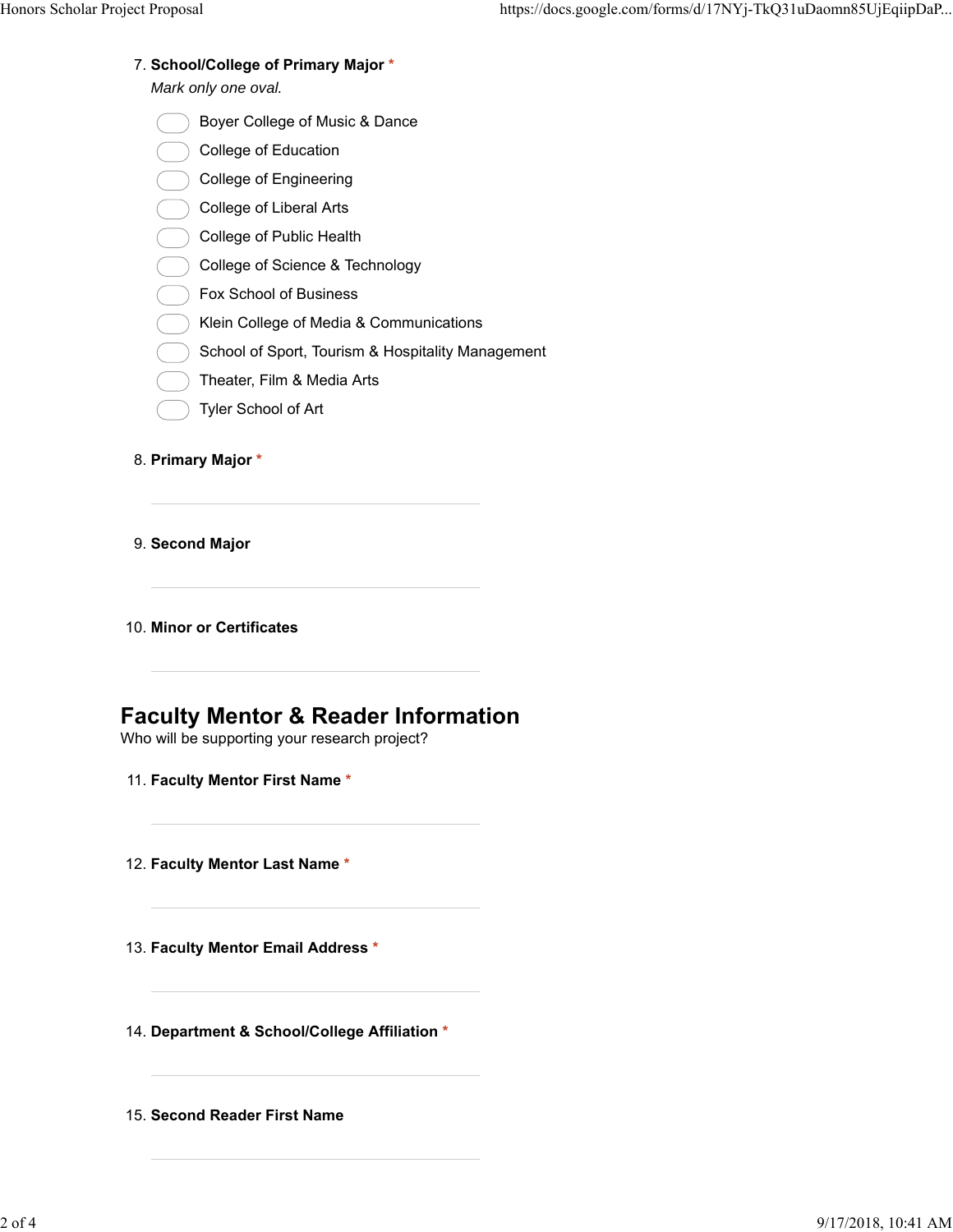7. **School/College of Primary Major** *

*Mark only one oval.*

- ◯ Boyer College of Music & Dance
- ◯ College of Education
- ◯ College of Engineering
- ◯ College of Liberal Arts
- ◯ College of Public Health
- ◯ College of Science & Technology
- ◯ Fox School of Business
- ◯ Klein College of Media & Communications
- ◯ School of Sport, Tourism & Hospitality Management
- ◯ Theater, Film & Media Arts
- ◯ Tyler School of Art

8. **Primary Major** *

______________________________

9. **Second Major**

______________________________

10. **Minor or Certificates**

______________________________

## Faculty Mentor & Reader Information

Who will be supporting your research project?

11. **Faculty Mentor First Name** *

______________________________

12. **Faculty Mentor Last Name** *

______________________________

13. **Faculty Mentor Email Address** *

______________________________

14. **Department & School/College Affiliation** *

______________________________

15. **Second Reader First Name**

______________________________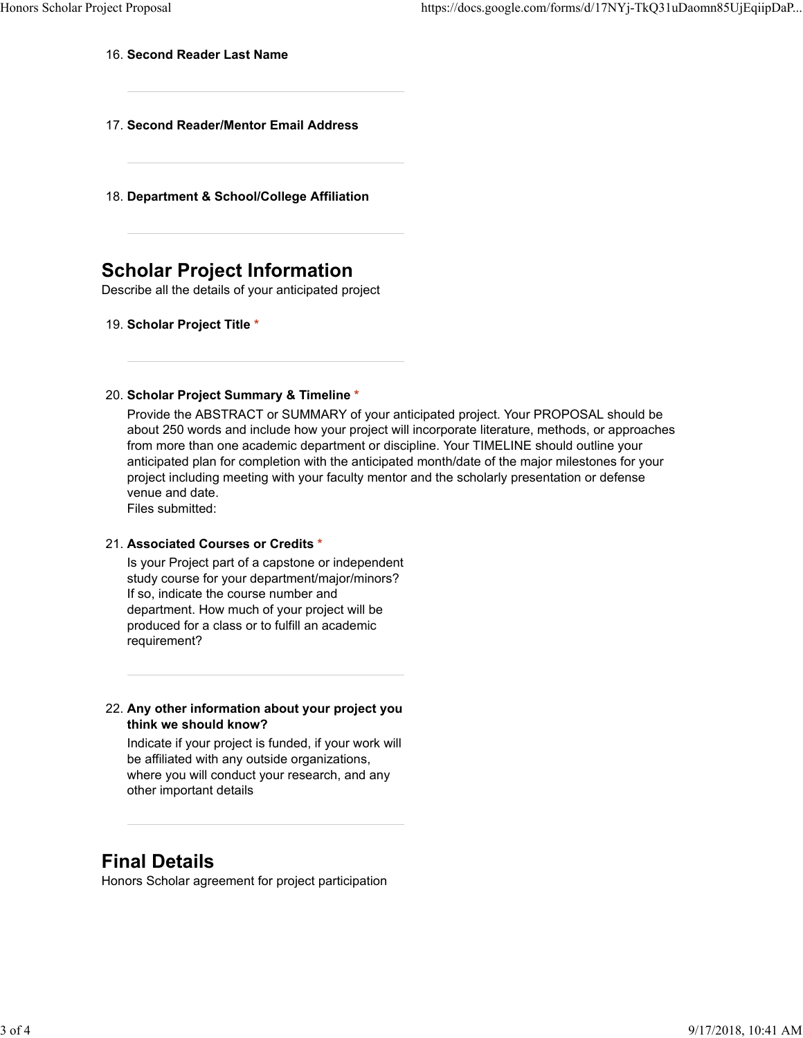16. **Second Reader Last Name**

17. **Second Reader/Mentor Email Address**

18. **Department & School/College Affiliation**

## Scholar Project Information

Describe all the details of your anticipated project

19. **Scholar Project Title** *

20. **Scholar Project Summary & Timeline** *

    Provide the ABSTRACT or SUMMARY of your anticipated project. Your PROPOSAL should be about 250 words and include how your project will incorporate literature, methods, or approaches from more than one academic department or discipline. Your TIMELINE should outline your anticipated plan for completion with the anticipated month/date of the major milestones for your project including meeting with your faculty mentor and the scholarly presentation or defense venue and date.
    Files submitted:

21. **Associated Courses or Credits** *

    Is your Project part of a capstone or independent study course for your department/major/minors? If so, indicate the course number and department. How much of your project will be produced for a class or to fulfill an academic requirement?

22. **Any other information about your project you think we should know?**

    Indicate if your project is funded, if your work will be affiliated with any outside organizations, where you will conduct your research, and any other important details

## Final Details

Honors Scholar agreement for project participation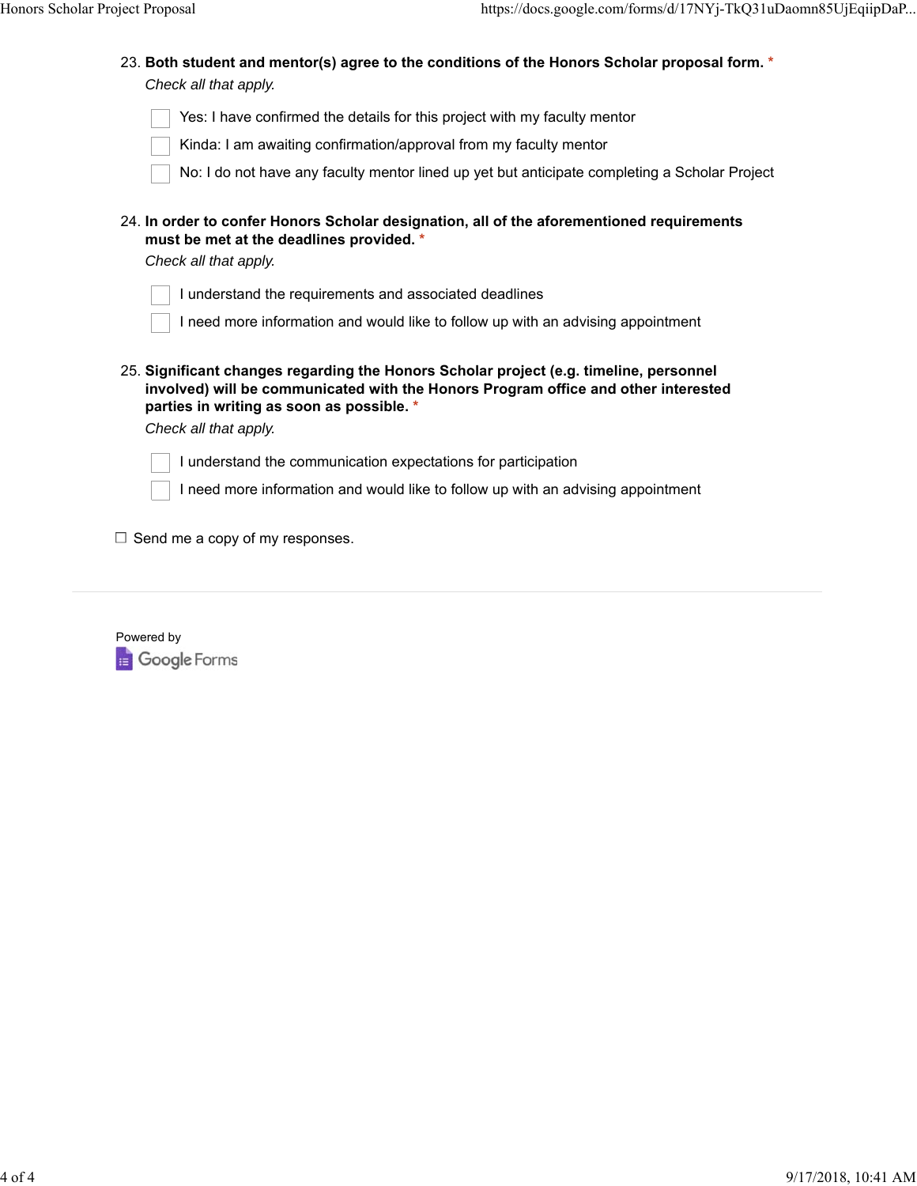23. **Both student and mentor(s) agree to the conditions of the Honors Scholar proposal form.** *

*Check all that apply.*

- [ ] Yes: I have confirmed the details for this project with my faculty mentor
- [ ] Kinda: I am awaiting confirmation/approval from my faculty mentor
- [ ] No: I do not have any faculty mentor lined up yet but anticipate completing a Scholar Project

24. **In order to confer Honors Scholar designation, all of the aforementioned requirements must be met at the deadlines provided.** *

*Check all that apply.*

- [ ] I understand the requirements and associated deadlines
- [ ] I need more information and would like to follow up with an advising appointment

25. **Significant changes regarding the Honors Scholar project (e.g. timeline, personnel involved) will be communicated with the Honors Program office and other interested parties in writing as soon as possible.** *

*Check all that apply.*

- [ ] I understand the communication expectations for participation
- [ ] I need more information and would like to follow up with an advising appointment

☐ Send me a copy of my responses.

Powered by Google Forms